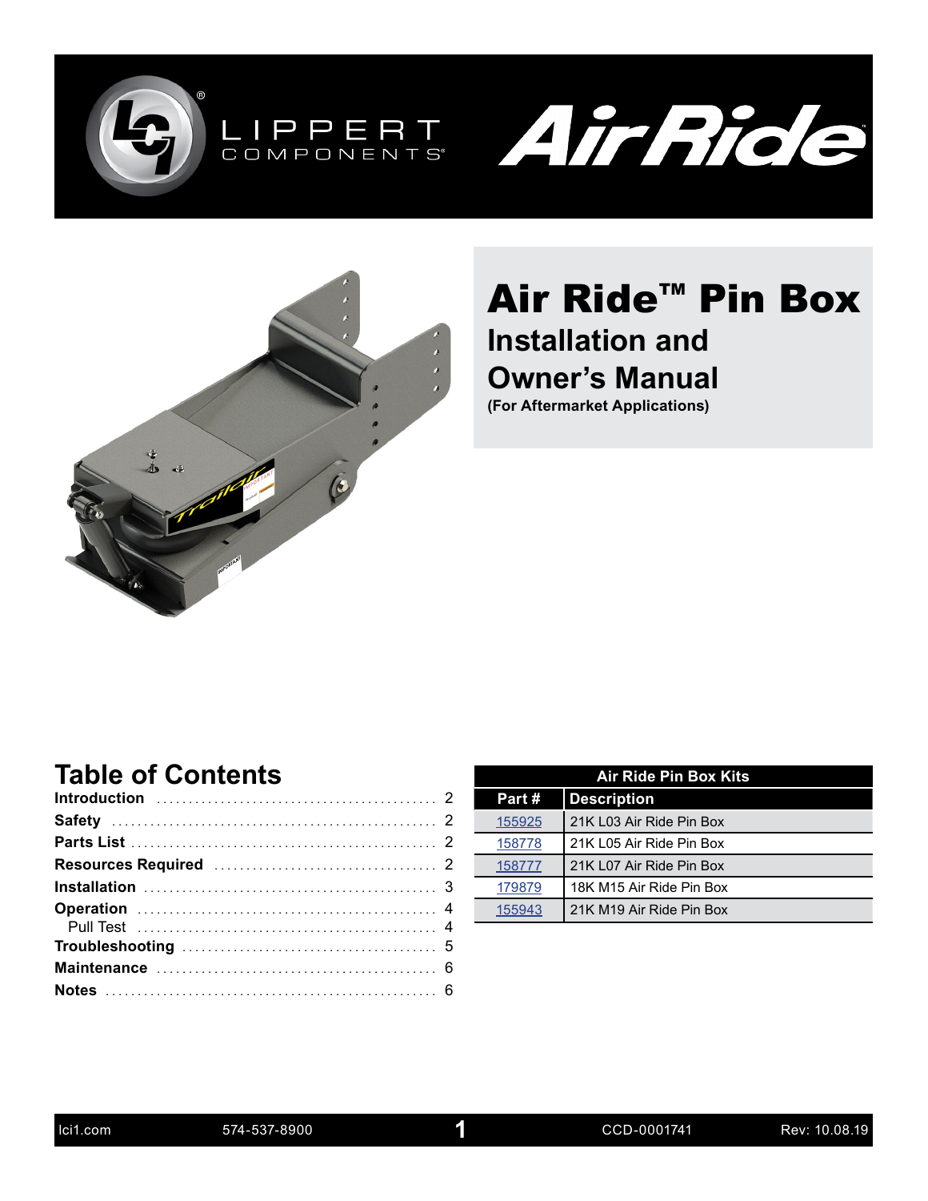# Air Ride™ Pin Box

## Installation and Owner's Manual

**(For Aftermarket Applications)**

## Table of Contents

| | |
|---|---|
| **Introduction** | 2 |
| **Safety** | 2 |
| **Parts List** | 2 |
| **Resources Required** | 2 |
| **Installation** | 3 |
| **Operation** | 4 |
| Pull Test | 4 |
| **Troubleshooting** | 5 |
| **Maintenance** | 6 |
| **Notes** | 6 |

| Air Ride Pin Box Kits | |
|---|---|
| **Part #** | **Description** |
| 155925 | 21K L03 Air Ride Pin Box |
| 158778 | 21K L05 Air Ride Pin Box |
| 158777 | 21K L07 Air Ride Pin Box |
| 179879 | 18K M15 Air Ride Pin Box |
| 155943 | 21K M19 Air Ride Pin Box |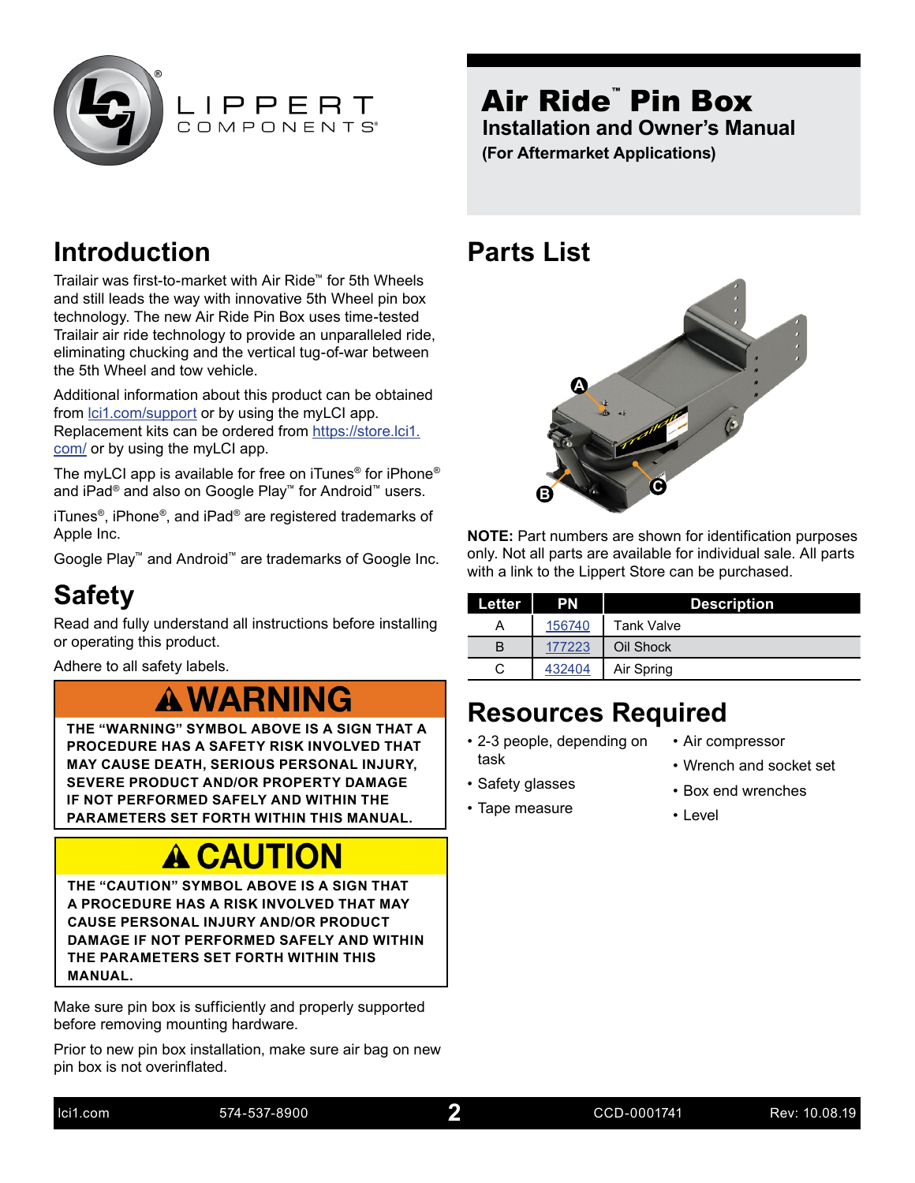# Air Ride™ Pin Box

**Installation and Owner's Manual**

**(For Aftermarket Applications)**

## Introduction

Trailair was first-to-market with Air Ride™ for 5th Wheels and still leads the way with innovative 5th Wheel pin box technology. The new Air Ride Pin Box uses time-tested Trailair air ride technology to provide an unparalleled ride, eliminating chucking and the vertical tug-of-war between the 5th Wheel and tow vehicle.

Additional information about this product can be obtained from lci1.com/support or by using the myLCI app. Replacement kits can be ordered from https://store.lci1.com/ or by using the myLCI app.

The myLCI app is available for free on iTunes® for iPhone® and iPad® and also on Google Play™ for Android™ users.

iTunes®, iPhone®, and iPad® are registered trademarks of Apple Inc.

Google Play™ and Android™ are trademarks of Google Inc.

## Safety

Read and fully understand all instructions before installing or operating this product.

Adhere to all safety labels.

**⚠ WARNING**

**THE "WARNING" SYMBOL ABOVE IS A SIGN THAT A PROCEDURE HAS A SAFETY RISK INVOLVED THAT MAY CAUSE DEATH, SERIOUS PERSONAL INJURY, SEVERE PRODUCT AND/OR PROPERTY DAMAGE IF NOT PERFORMED SAFELY AND WITHIN THE PARAMETERS SET FORTH WITHIN THIS MANUAL.**

**⚠ CAUTION**

**THE "CAUTION" SYMBOL ABOVE IS A SIGN THAT A PROCEDURE HAS A RISK INVOLVED THAT MAY CAUSE PERSONAL INJURY AND/OR PRODUCT DAMAGE IF NOT PERFORMED SAFELY AND WITHIN THE PARAMETERS SET FORTH WITHIN THIS MANUAL.**

Make sure pin box is sufficiently and properly supported before removing mounting hardware.

Prior to new pin box installation, make sure air bag on new pin box is not overinflated.

## Parts List

**NOTE:** Part numbers are shown for identification purposes only. Not all parts are available for individual sale. All parts with a link to the Lippert Store can be purchased.

| Letter | PN | Description |
|---|---|---|
| A | 156740 | Tank Valve |
| B | 177223 | Oil Shock |
| C | 432404 | Air Spring |

## Resources Required

- 2-3 people, depending on task
- Safety glasses
- Tape measure
- Air compressor
- Wrench and socket set
- Box end wrenches
- Level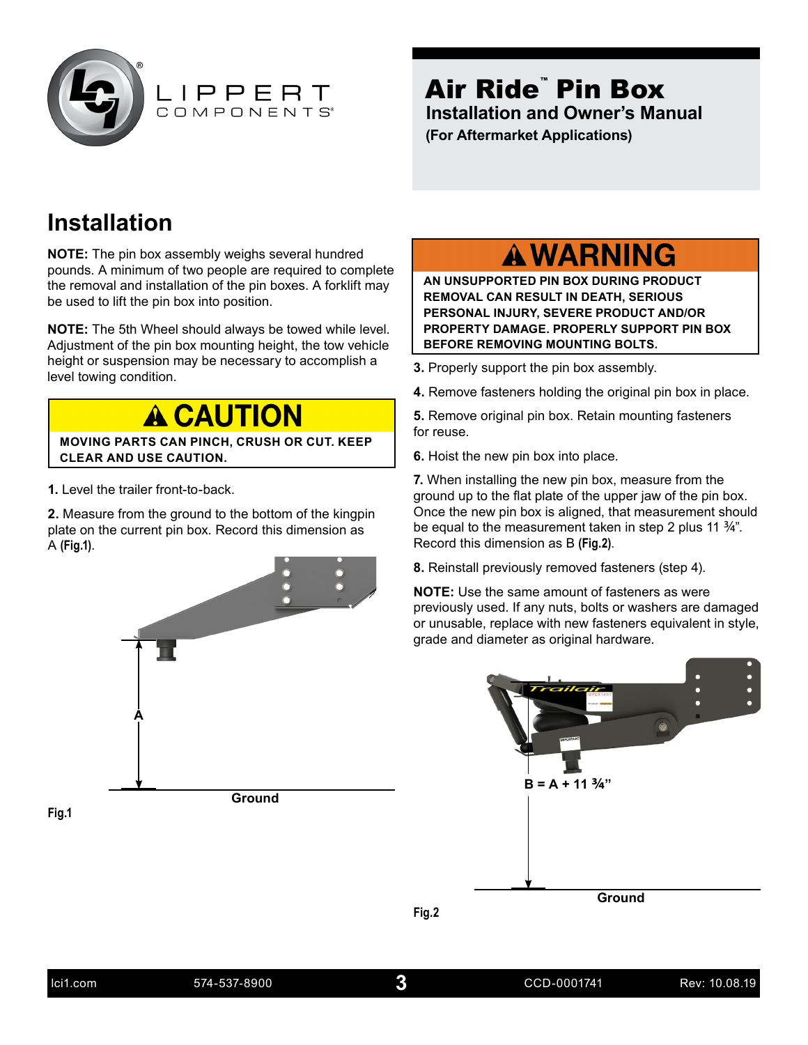# Air Ride™ Pin Box

**Installation and Owner's Manual**

**(For Aftermarket Applications)**

## Installation

**NOTE:** The pin box assembly weighs several hundred pounds. A minimum of two people are required to complete the removal and installation of the pin boxes. A forklift may be used to lift the pin box into position.

**NOTE:** The 5th Wheel should always be towed while level. Adjustment of the pin box mounting height, the tow vehicle height or suspension may be necessary to accomplish a level towing condition.

**⚠ CAUTION**

**MOVING PARTS CAN PINCH, CRUSH OR CUT. KEEP CLEAR AND USE CAUTION.**

**1.** Level the trailer front-to-back.

**2.** Measure from the ground to the bottom of the kingpin plate on the current pin box. Record this dimension as A **(Fig.1)**.

A

Ground

**Fig.1**

**⚠ WARNING**

**AN UNSUPPORTED PIN BOX DURING PRODUCT REMOVAL CAN RESULT IN DEATH, SERIOUS PERSONAL INJURY, SEVERE PRODUCT AND/OR PROPERTY DAMAGE. PROPERLY SUPPORT PIN BOX BEFORE REMOVING MOUNTING BOLTS.**

**3.** Properly support the pin box assembly.

**4.** Remove fasteners holding the original pin box in place.

**5.** Remove original pin box. Retain mounting fasteners for reuse.

**6.** Hoist the new pin box into place.

**7.** When installing the new pin box, measure from the ground up to the flat plate of the upper jaw of the pin box. Once the new pin box is aligned, that measurement should be equal to the measurement taken in step 2 plus 11 ¾". Record this dimension as B **(Fig.2)**.

**8.** Reinstall previously removed fasteners (step 4).

**NOTE:** Use the same amount of fasteners as were previously used. If any nuts, bolts or washers are damaged or unusable, replace with new fasteners equivalent in style, grade and diameter as original hardware.

**B = A + 11 ¾"**

Ground

**Fig.2**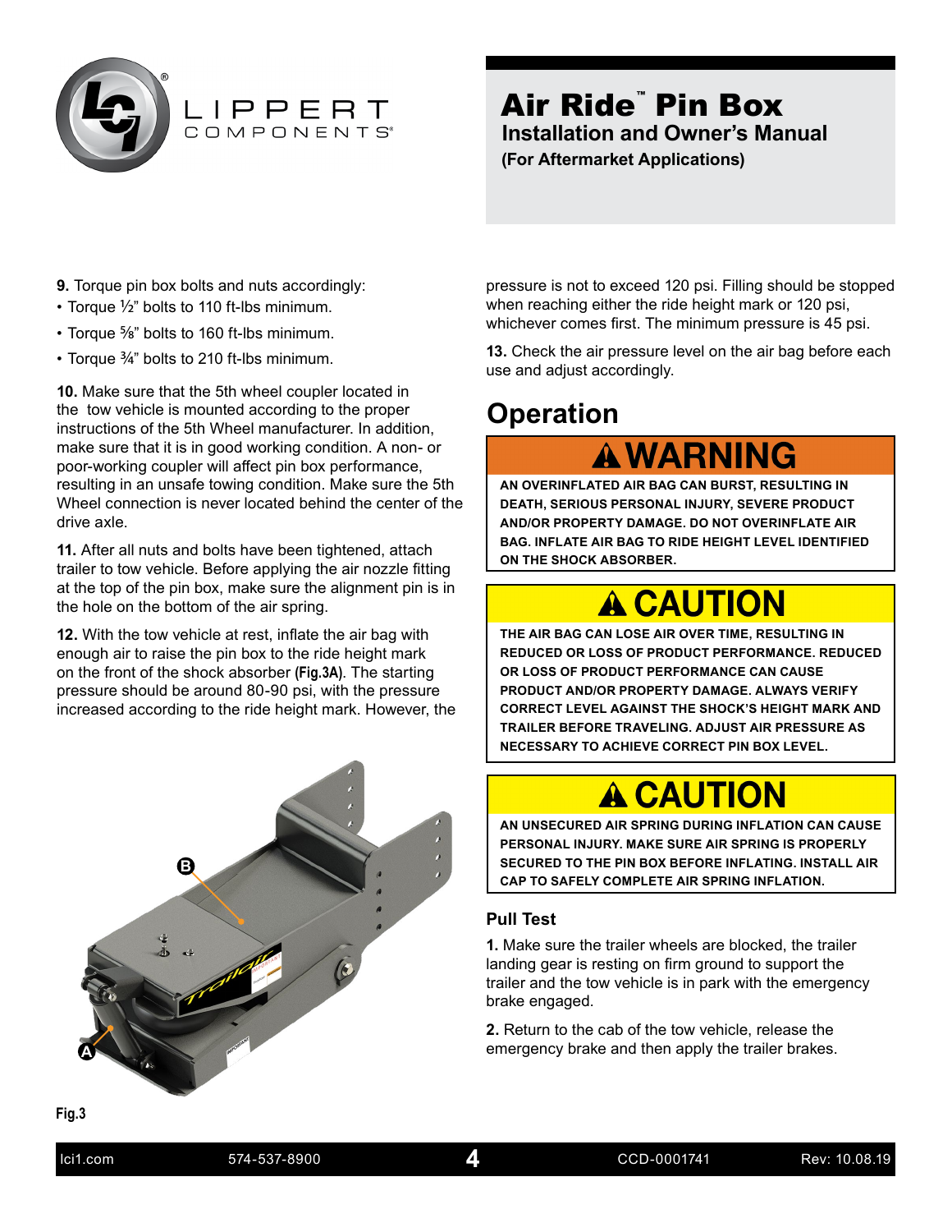# Air Ride™ Pin Box

## Installation and Owner's Manual

**(For Aftermarket Applications)**

**9.** Torque pin box bolts and nuts accordingly:

- Torque ½" bolts to 110 ft-lbs minimum.
- Torque ⅝" bolts to 160 ft-lbs minimum.
- Torque ¾" bolts to 210 ft-lbs minimum.

**10.** Make sure that the 5th wheel coupler located in the tow vehicle is mounted according to the proper instructions of the 5th Wheel manufacturer. In addition, make sure that it is in good working condition. A non- or poor-working coupler will affect pin box performance, resulting in an unsafe towing condition. Make sure the 5th Wheel connection is never located behind the center of the drive axle.

**11.** After all nuts and bolts have been tightened, attach trailer to tow vehicle. Before applying the air nozzle fitting at the top of the pin box, make sure the alignment pin is in the hole on the bottom of the air spring.

**12.** With the tow vehicle at rest, inflate the air bag with enough air to raise the pin box to the ride height mark on the front of the shock absorber **(Fig.3A)**. The starting pressure should be around 80-90 psi, with the pressure increased according to the ride height mark. However, the pressure is not to exceed 120 psi. Filling should be stopped when reaching either the ride height mark or 120 psi, whichever comes first. The minimum pressure is 45 psi.

**13.** Check the air pressure level on the air bag before each use and adjust accordingly.

**Fig.3**

## Operation

**⚠ WARNING**

**AN OVERINFLATED AIR BAG CAN BURST, RESULTING IN DEATH, SERIOUS PERSONAL INJURY, SEVERE PRODUCT AND/OR PROPERTY DAMAGE. DO NOT OVERINFLATE AIR BAG. INFLATE AIR BAG TO RIDE HEIGHT LEVEL IDENTIFIED ON THE SHOCK ABSORBER.**

**⚠ CAUTION**

**THE AIR BAG CAN LOSE AIR OVER TIME, RESULTING IN REDUCED OR LOSS OF PRODUCT PERFORMANCE. REDUCED OR LOSS OF PRODUCT PERFORMANCE CAN CAUSE PRODUCT AND/OR PROPERTY DAMAGE. ALWAYS VERIFY CORRECT LEVEL AGAINST THE SHOCK'S HEIGHT MARK AND TRAILER BEFORE TRAVELING. ADJUST AIR PRESSURE AS NECESSARY TO ACHIEVE CORRECT PIN BOX LEVEL.**

**⚠ CAUTION**

**AN UNSECURED AIR SPRING DURING INFLATION CAN CAUSE PERSONAL INJURY. MAKE SURE AIR SPRING IS PROPERLY SECURED TO THE PIN BOX BEFORE INFLATING. INSTALL AIR CAP TO SAFELY COMPLETE AIR SPRING INFLATION.**

### Pull Test

**1.** Make sure the trailer wheels are blocked, the trailer landing gear is resting on firm ground to support the trailer and the tow vehicle is in park with the emergency brake engaged.

**2.** Return to the cab of the tow vehicle, release the emergency brake and then apply the trailer brakes.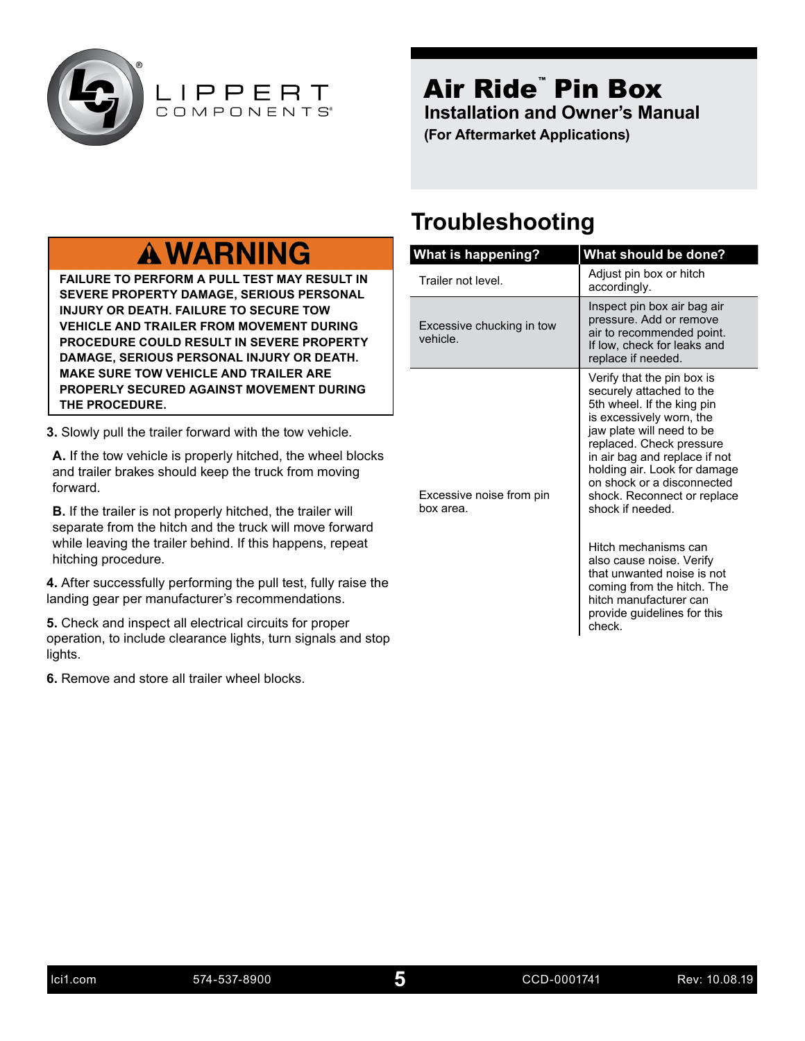# Air Ride™ Pin Box

## Installation and Owner's Manual

**(For Aftermarket Applications)**

## ⚠ WARNING

**FAILURE TO PERFORM A PULL TEST MAY RESULT IN SEVERE PROPERTY DAMAGE, SERIOUS PERSONAL INJURY OR DEATH. FAILURE TO SECURE TOW VEHICLE AND TRAILER FROM MOVEMENT DURING PROCEDURE COULD RESULT IN SEVERE PROPERTY DAMAGE, SERIOUS PERSONAL INJURY OR DEATH. MAKE SURE TOW VEHICLE AND TRAILER ARE PROPERLY SECURED AGAINST MOVEMENT DURING THE PROCEDURE.**

**3.** Slowly pull the trailer forward with the tow vehicle.

**A.** If the tow vehicle is properly hitched, the wheel blocks and trailer brakes should keep the truck from moving forward.

**B.** If the trailer is not properly hitched, the trailer will separate from the hitch and the truck will move forward while leaving the trailer behind. If this happens, repeat hitching procedure.

**4.** After successfully performing the pull test, fully raise the landing gear per manufacturer's recommendations.

**5.** Check and inspect all electrical circuits for proper operation, to include clearance lights, turn signals and stop lights.

**6.** Remove and store all trailer wheel blocks.

# Troubleshooting

| What is happening? | What should be done? |
|---|---|
| Trailer not level. | Adjust pin box or hitch accordingly. |
| Excessive chucking in tow vehicle. | Inspect pin box air bag air pressure. Add or remove air to recommended point. If low, check for leaks and replace if needed. |
| Excessive noise from pin box area. | Verify that the pin box is securely attached to the 5th wheel. If the king pin is excessively worn, the jaw plate will need to be replaced. Check pressure in air bag and replace if not holding air. Look for damage on shock or a disconnected shock. Reconnect or replace shock if needed.<br><br>Hitch mechanisms can also cause noise. Verify that unwanted noise is not coming from the hitch. The hitch manufacturer can provide guidelines for this check. |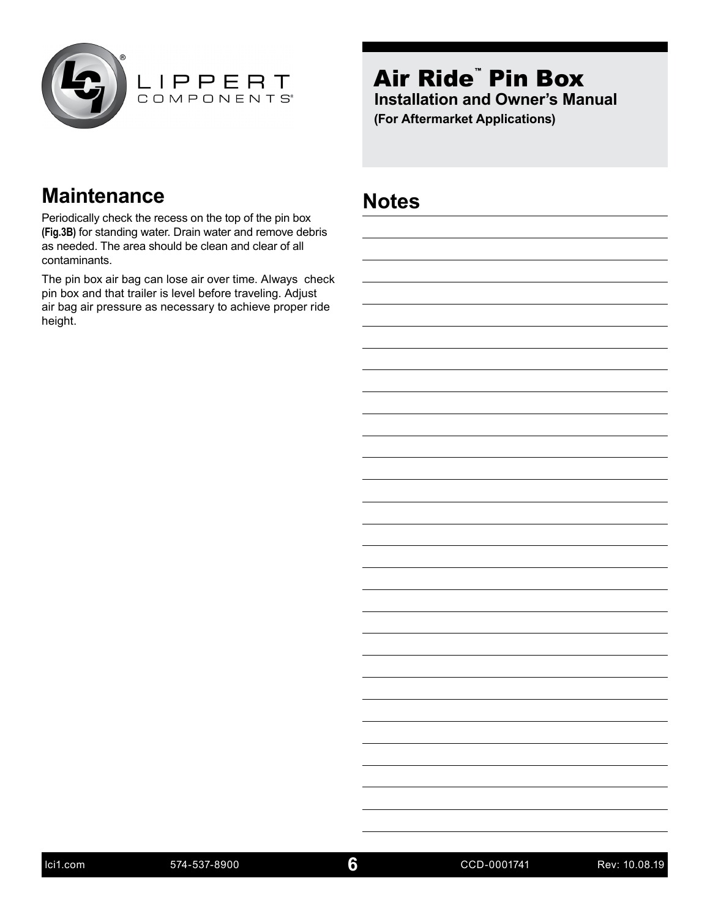# Air Ride™ Pin Box

**Installation and Owner's Manual**

**(For Aftermarket Applications)**

## Maintenance

Periodically check the recess on the top of the pin box **(Fig.3B)** for standing water. Drain water and remove debris as needed. The area should be clean and clear of all contaminants.

The pin box air bag can lose air over time. Always check pin box and that trailer is level before traveling. Adjust air bag air pressure as necessary to achieve proper ride height.

## Notes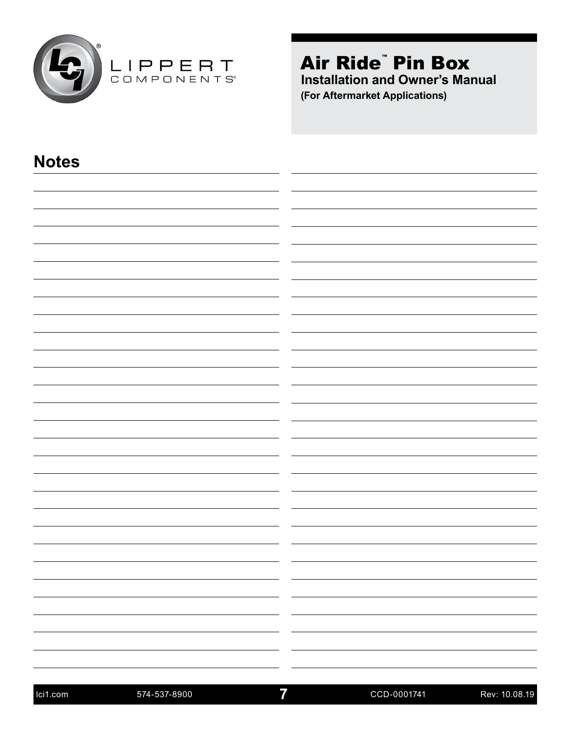# Notes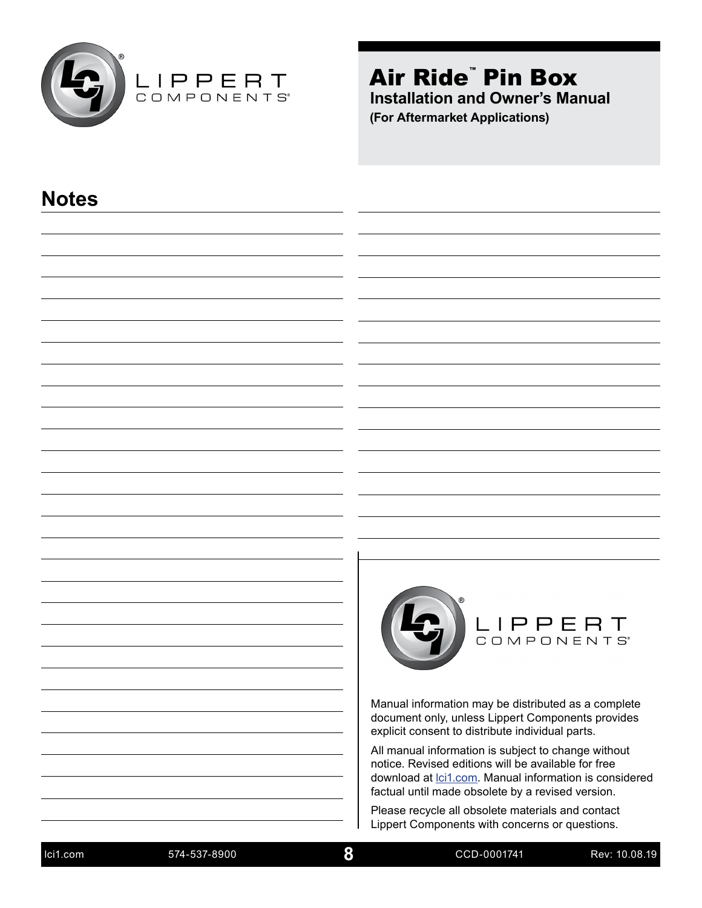# Air Ride™ Pin Box

**Installation and Owner's Manual**

**(For Aftermarket Applications)**

## Notes

Manual information may be distributed as a complete document only, unless Lippert Components provides explicit consent to distribute individual parts.

All manual information is subject to change without notice. Revised editions will be available for free download at lci1.com. Manual information is considered factual until made obsolete by a revised version.

Please recycle all obsolete materials and contact Lippert Components with concerns or questions.

lci1.com 574-537-8900 CCD-0001741 Rev: 10.08.19